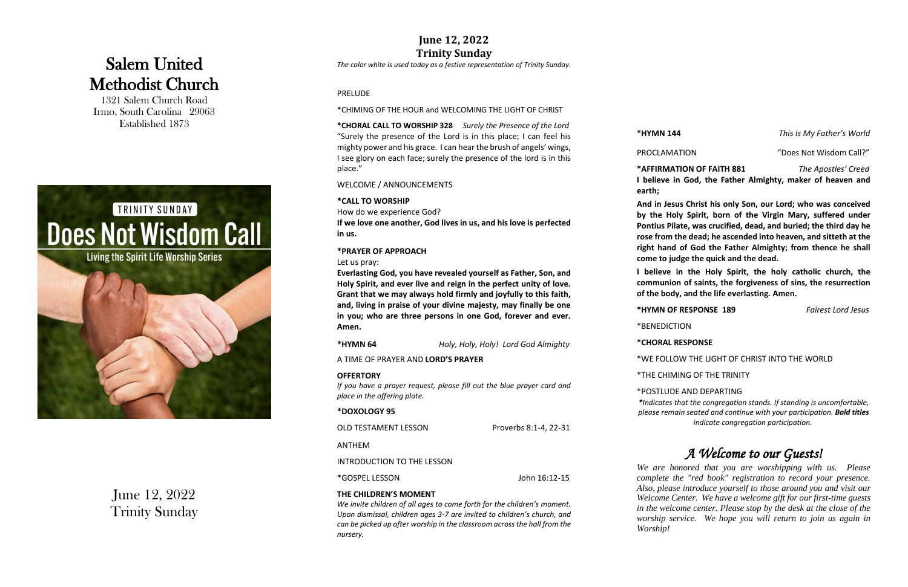# Salem United Methodist Church

1321 Salem Church Road
Irmo, South Carolina 29063
Established 1873

TRINITY SUNDAY
Does Not Wisdom Call
Living the Spirit Life Worship Series

June 12, 2022
Trinity Sunday

## June 12, 2022
## Trinity Sunday

*The color white is used today as a festive representation of Trinity Sunday.*

PRELUDE

*CHIMING OF THE HOUR and WELCOMING THE LIGHT OF CHRIST

**\*CHORAL CALL TO WORSHIP 328** *Surely the Presence of the Lord*
"Surely the presence of the Lord is in this place; I can feel his mighty power and his grace. I can hear the brush of angels' wings, I see glory on each face; surely the presence of the lord is in this place."

WELCOME / ANNOUNCEMENTS

**\*CALL TO WORSHIP**
How do we experience God?
**If we love one another, God lives in us, and his love is perfected in us.**

**\*PRAYER OF APPROACH**
Let us pray:
**Everlasting God, you have revealed yourself as Father, Son, and Holy Spirit, and ever live and reign in the perfect unity of love. Grant that we may always hold firmly and joyfully to this faith, and, living in praise of your divine majesty, may finally be one in you; who are three persons in one God, forever and ever. Amen.**

**\*HYMN 64** *Holy, Holy, Holy! Lord God Almighty*

A TIME OF PRAYER AND **LORD'S PRAYER**

**OFFERTORY**
*If you have a prayer request, please fill out the blue prayer card and place in the offering plate.*

**\*DOXOLOGY 95**

OLD TESTAMENT LESSON Proverbs 8:1-4, 22-31

ANTHEM

INTRODUCTION TO THE LESSON

*GOSPEL LESSON John 16:12-15

**THE CHILDREN'S MOMENT**
*We invite children of all ages to come forth for the children's moment. Upon dismissal, children ages 3-7 are invited to children's church, and can be picked up after worship in the classroom across the hall from the nursery.*

**\*HYMN 144** *This Is My Father's World*

PROCLAMATION "Does Not Wisdom Call?"

**\*AFFIRMATION OF FAITH 881** *The Apostles' Creed*
**I believe in God, the Father Almighty, maker of heaven and earth;**

**And in Jesus Christ his only Son, our Lord; who was conceived by the Holy Spirit, born of the Virgin Mary, suffered under Pontius Pilate, was crucified, dead, and buried; the third day he rose from the dead; he ascended into heaven, and sitteth at the right hand of God the Father Almighty; from thence he shall come to judge the quick and the dead.**

**I believe in the Holy Spirit, the holy catholic church, the communion of saints, the forgiveness of sins, the resurrection of the body, and the life everlasting. Amen.**

**\*HYMN OF RESPONSE 189** *Fairest Lord Jesus*

*BENEDICTION

**\*CHORAL RESPONSE**

*WE FOLLOW THE LIGHT OF CHRIST INTO THE WORLD

*THE CHIMING OF THE TRINITY

*POSTLUDE AND DEPARTING

*\*Indicates that the congregation stands. If standing is uncomfortable, please remain seated and continue with your participation.* ***Bold titles*** *indicate congregation participation.*

## *A Welcome to our Guests!*

*We are honored that you are worshipping with us. Please complete the "red book" registration to record your presence. Also, please introduce yourself to those around you and visit our Welcome Center. We have a welcome gift for our first-time guests in the welcome center. Please stop by the desk at the close of the worship service. We hope you will return to join us again in Worship!*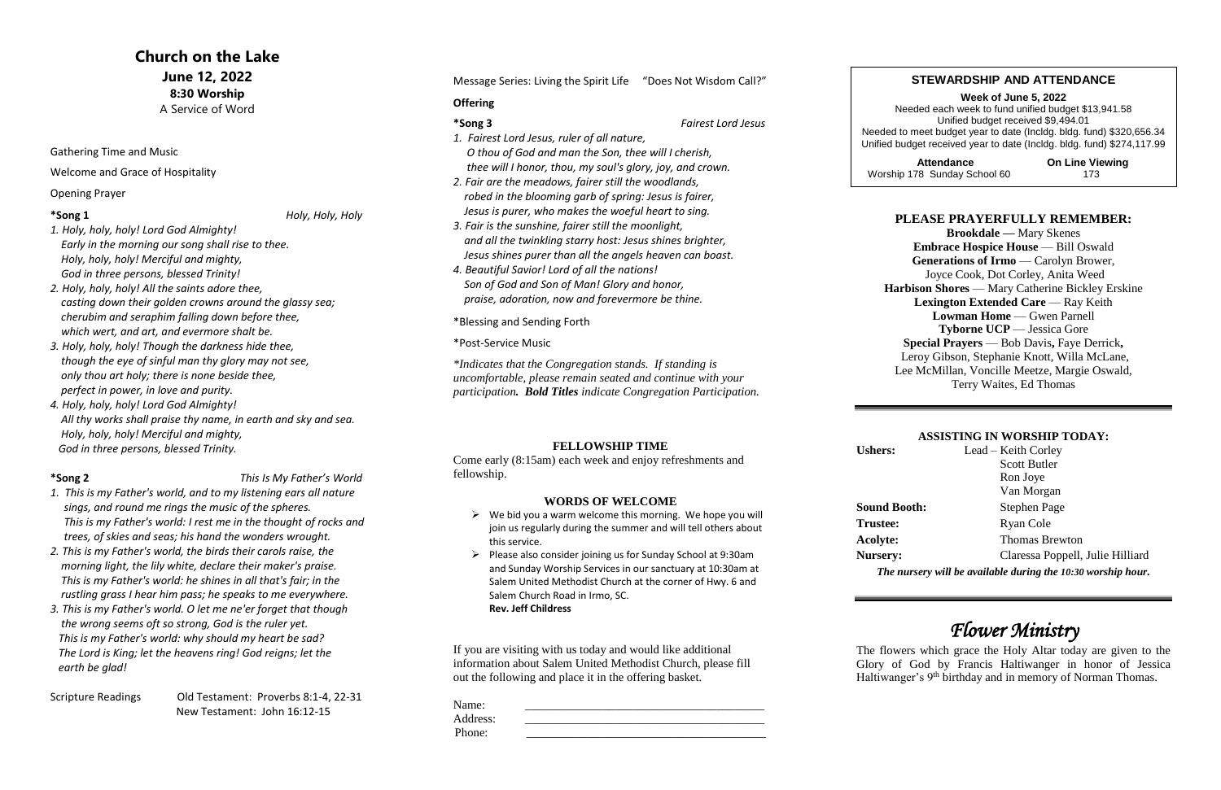# Church on the Lake

**June 12, 2022**

**8:30 Worship**

A Service of Word

Gathering Time and Music

Welcome and Grace of Hospitality

Opening Prayer

**\*Song 1** *Holy, Holy, Holy*

*1. Holy, holy, holy! Lord God Almighty!*
*Early in the morning our song shall rise to thee.*
*Holy, holy, holy! Merciful and mighty,*
*God in three persons, blessed Trinity!*

*2. Holy, holy, holy! All the saints adore thee,*
*casting down their golden crowns around the glassy sea;*
*cherubim and seraphim falling down before thee,*
*which wert, and art, and evermore shalt be.*

*3. Holy, holy, holy! Though the darkness hide thee,*
*though the eye of sinful man thy glory may not see,*
*only thou art holy; there is none beside thee,*
*perfect in power, in love and purity.*

*4. Holy, holy, holy! Lord God Almighty!*
*All thy works shall praise thy name, in earth and sky and sea.*
*Holy, holy, holy! Merciful and mighty,*
*God in three persons, blessed Trinity.*

**\*Song 2** *This Is My Father's World*

*1. This is my Father's world, and to my listening ears all nature sings, and round me rings the music of the spheres.*
*This is my Father's world: I rest me in the thought of rocks and trees, of skies and seas; his hand the wonders wrought.*

*2. This is my Father's world, the birds their carols raise, the morning light, the lily white, declare their maker's praise.*
*This is my Father's world: he shines in all that's fair; in the rustling grass I hear him pass; he speaks to me everywhere.*

*3. This is my Father's world. O let me ne'er forget that though the wrong seems oft so strong, God is the ruler yet.*
*This is my Father's world: why should my heart be sad?*
*The Lord is King; let the heavens ring! God reigns; let the earth be glad!*

Scripture Readings Old Testament: Proverbs 8:1-4, 22-31
New Testament: John 16:12-15

Message Series: Living the Spirit Life "Does Not Wisdom Call?"

**Offering**

**\*Song 3** *Fairest Lord Jesus*

*1. Fairest Lord Jesus, ruler of all nature,*
*O thou of God and man the Son, thee will I cherish,*
*thee will I honor, thou, my soul's glory, joy, and crown.*

*2. Fair are the meadows, fairer still the woodlands,*
*robed in the blooming garb of spring: Jesus is fairer,*
*Jesus is purer, who makes the woeful heart to sing.*

*3. Fair is the sunshine, fairer still the moonlight,*
*and all the twinkling starry host: Jesus shines brighter,*
*Jesus shines purer than all the angels heaven can boast.*

*4. Beautiful Savior! Lord of all the nations!*
*Son of God and Son of Man! Glory and honor,*
*praise, adoration, now and forevermore be thine.*

\*Blessing and Sending Forth

\*Post-Service Music

*\*Indicates that the Congregation stands. If standing is uncomfortable, please remain seated and continue with your participation.* ***Bold Titles*** *indicate Congregation Participation.*

### FELLOWSHIP TIME

Come early (8:15am) each week and enjoy refreshments and fellowship.

### WORDS OF WELCOME

- We bid you a warm welcome this morning. We hope you will join us regularly during the summer and will tell others about this service.
- Please also consider joining us for Sunday School at 9:30am and Sunday Worship Services in our sanctuary at 10:30am at Salem United Methodist Church at the corner of Hwy. 6 and Salem Church Road in Irmo, SC.
  **Rev. Jeff Childress**

If you are visiting with us today and would like additional information about Salem United Methodist Church, please fill out the following and place it in the offering basket.

Name: \_\_\_\_\_\_\_\_\_\_\_\_\_\_\_\_\_\_\_\_\_\_\_\_\_\_\_\_\_\_\_\_\_\_\_\_

Address: \_\_\_\_\_\_\_\_\_\_\_\_\_\_\_\_\_\_\_\_\_\_\_\_\_\_\_\_\_\_\_\_\_\_\_\_

Phone: \_\_\_\_\_\_\_\_\_\_\_\_\_\_\_\_\_\_\_\_\_\_\_\_\_\_\_\_\_\_\_\_\_\_\_\_

### STEWARDSHIP AND ATTENDANCE

**Week of June 5, 2022**

Needed each week to fund unified budget $13,941.58
Unified budget received $9,494.01
Needed to meet budget year to date (Incldg. bldg. fund) $320,656.34
Unified budget received year to date (Incldg. bldg. fund) $274,117.99

| Attendance | On Line Viewing |
|---|---|
| Worship 178 Sunday School 60 | 173 |

### PLEASE PRAYERFULLY REMEMBER:

**Brookdale —** Mary Skenes
**Embrace Hospice House** — Bill Oswald
**Generations of Irmo** — Carolyn Brower, Joyce Cook, Dot Corley, Anita Weed
**Harbison Shores** — Mary Catherine Bickley Erskine
**Lexington Extended Care** — Ray Keith
**Lowman Home** — Gwen Parnell
**Tyborne UCP** — Jessica Gore
**Special Prayers** — Bob Davis**,** Faye Derrick**,** Leroy Gibson, Stephanie Knott, Willa McLane, Lee McMillan, Voncille Meetze, Margie Oswald, Terry Waites, Ed Thomas

### ASSISTING IN WORSHIP TODAY:

**Ushers:** Lead – Keith Corley
Scott Butler
Ron Joye
Van Morgan

**Sound Booth:** Stephen Page

**Trustee:** Ryan Cole

**Acolyte:** Thomas Brewton

**Nursery:** Claressa Poppell, Julie Hilliard

***The nursery will be available during the 10:30 worship hour.***

## *Flower Ministry*

The flowers which grace the Holy Altar today are given to the Glory of God by Francis Haltiwanger in honor of Jessica Haltiwanger's 9th birthday and in memory of Norman Thomas.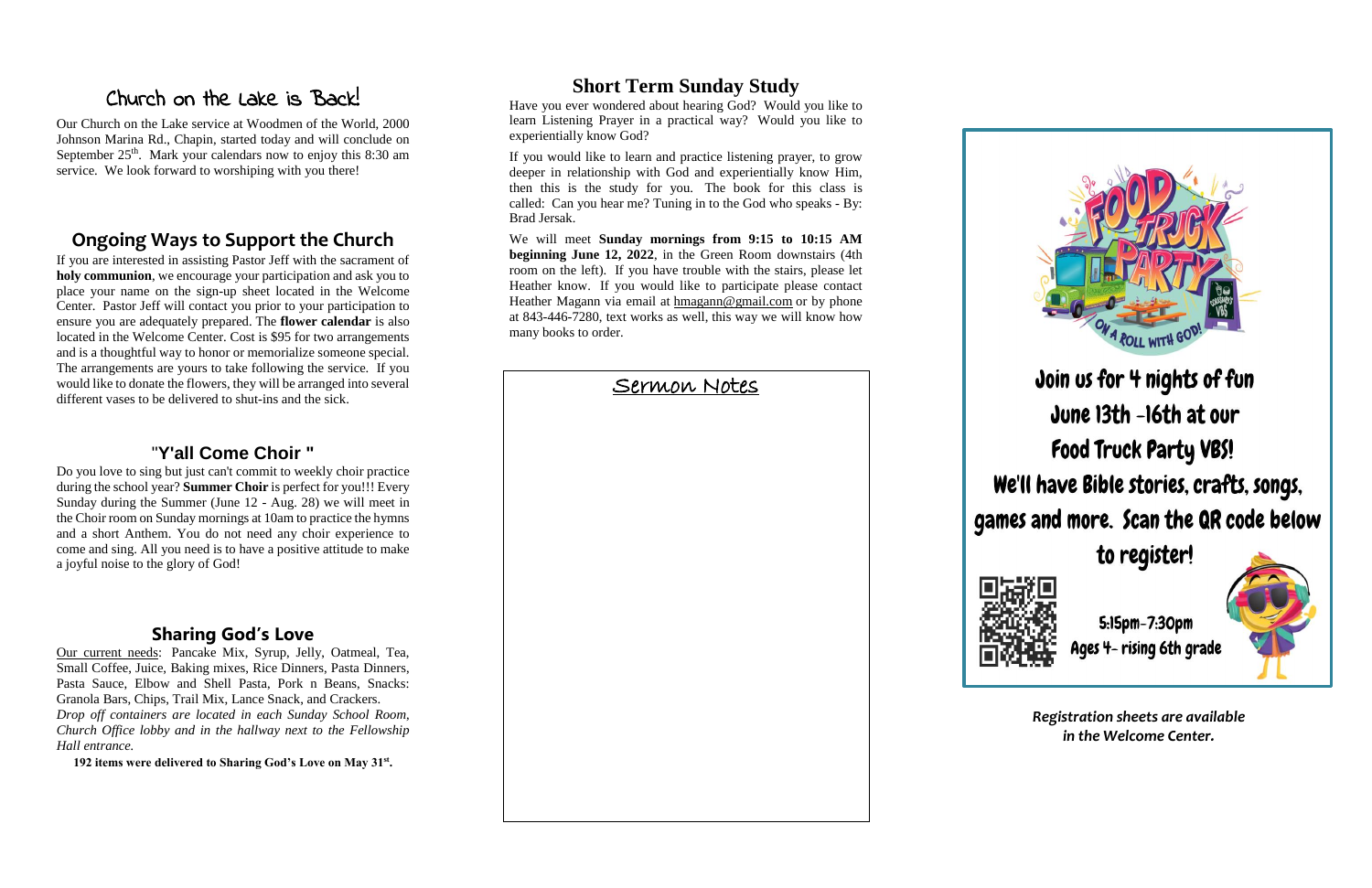## Church on the Lake is Back!

Our Church on the Lake service at Woodmen of the World, 2000 Johnson Marina Rd., Chapin, started today and will conclude on September 25th. Mark your calendars now to enjoy this 8:30 am service. We look forward to worshiping with you there!

## Ongoing Ways to Support the Church

If you are interested in assisting Pastor Jeff with the sacrament of **holy communion**, we encourage your participation and ask you to place your name on the sign-up sheet located in the Welcome Center. Pastor Jeff will contact you prior to your participation to ensure you are adequately prepared. The **flower calendar** is also located in the Welcome Center. Cost is $95 for two arrangements and is a thoughtful way to honor or memorialize someone special. The arrangements are yours to take following the service. If you would like to donate the flowers, they will be arranged into several different vases to be delivered to shut-ins and the sick.

## "Y'all Come Choir "

Do you love to sing but just can't commit to weekly choir practice during the school year? **Summer Choir** is perfect for you!!! Every Sunday during the Summer (June 12 - Aug. 28) we will meet in the Choir room on Sunday mornings at 10am to practice the hymns and a short Anthem. You do not need any choir experience to come and sing. All you need is to have a positive attitude to make a joyful noise to the glory of God!

## Sharing God's Love

Our current needs: Pancake Mix, Syrup, Jelly, Oatmeal, Tea, Small Coffee, Juice, Baking mixes, Rice Dinners, Pasta Dinners, Pasta Sauce, Elbow and Shell Pasta, Pork n Beans, Snacks: Granola Bars, Chips, Trail Mix, Lance Snack, and Crackers.
*Drop off containers are located in each Sunday School Room, Church Office lobby and in the hallway next to the Fellowship Hall entrance.*

**192 items were delivered to Sharing God's Love on May 31st.**

## Short Term Sunday Study

Have you ever wondered about hearing God? Would you like to learn Listening Prayer in a practical way? Would you like to experientially know God?

If you would like to learn and practice listening prayer, to grow deeper in relationship with God and experientially know Him, then this is the study for you. The book for this class is called: Can you hear me? Tuning in to the God who speaks - By: Brad Jersak.

We will meet **Sunday mornings from 9:15 to 10:15 AM beginning June 12, 2022**, in the Green Room downstairs (4th room on the left). If you have trouble with the stairs, please let Heather know. If you would like to participate please contact Heather Magann via email at hmagann@gmail.com or by phone at 843-446-7280, text works as well, this way we will know how many books to order.

## Sermon Notes

Food Truck Party — On a Roll with God!

Join us for 4 nights of fun June 13th -16th at our Food Truck Party VBS! We'll have Bible stories, crafts, songs, games and more. Scan the QR code below to register!

5:15pm-7:30pm
Ages 4- rising 6th grade

***Registration sheets are available in the Welcome Center.***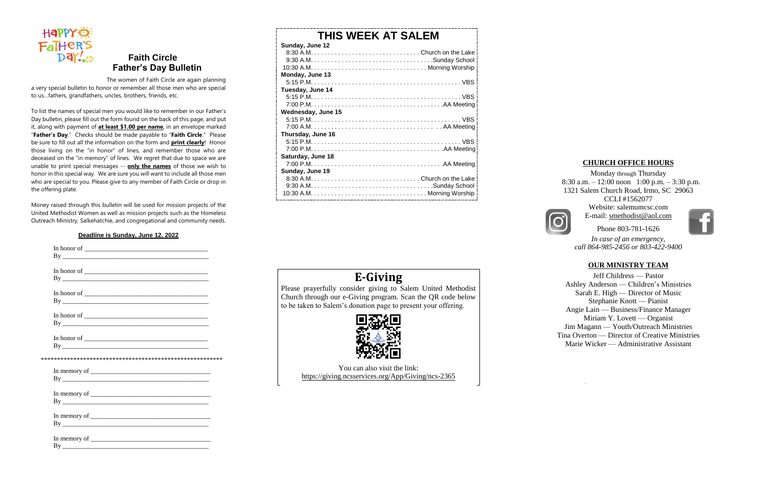## Faith Circle
## Father's Day Bulletin

The women of Faith Circle are again planning a very special bulletin to honor or remember all those men who are special to us...fathers, grandfathers, uncles, brothers, friends, etc.

To list the names of special men you would like to remember in our Father's Day bulletin, please fill out the form found on the back of this page, and put it, along with payment of **at least $1.00 per name**, in an envelope marked "**Father's Day**." Checks should be made payable to "**Faith Circle**." Please be sure to fill out all the information on the form and **print clearly**! Honor those living on the "in honor" of lines, and remember those who are deceased on the "in memory" of lines. We regret that due to space we are unable to print special messages -- **only the names** of those we wish to honor in this special way. We are sure you will want to include all those men who are special to you. Please give to any member of Faith Circle or drop in the offering plate.

Money raised through this bulletin will be used for mission projects of the United Methodist Women as well as mission projects such as the Homeless Outreach Ministry, Salkehatchie, and congregational and community needs.

**Deadline is Sunday, June 12, 2022**

In honor of ___________________________________________
By ________________________________________________

In honor of ___________________________________________
By ________________________________________________

In honor of ___________________________________________
By ________________________________________________

In honor of ___________________________________________
By ________________________________________________

In honor of ___________________________________________
By ________________________________________________

************************************************************

In memory of _________________________________________
By ________________________________________________

In memory of _________________________________________
By ________________________________________________

In memory of _________________________________________
By ________________________________________________

In memory of _________________________________________
By ________________________________________________

# THIS WEEK AT SALEM

**Sunday, June 12**
8:30 A.M. . . . . . . . . . . Church on the Lake
9:30 A.M. . . . . . . . . . . Sunday School
10:30 A.M. . . . . . . . . . Morning Worship

**Monday, June 13**
5:15 P.M. . . . . . . . . . . VBS

**Tuesday, June 14**
5:15 P.M. . . . . . . . . . . VBS
7:00 P.M. . . . . . . . . . . AA Meeting

**Wednesday, June 15**
5:15 P.M. . . . . . . . . . . VBS
7:00 A.M. . . . . . . . . . . AA Meeting

**Thursday, June 16**
5:15 P.M. . . . . . . . . . . VBS
7:00 P.M. . . . . . . . . . . AA Meeting

**Saturday, June 18**
7:00 P.M. . . . . . . . . . . AA Meeting

**Sunday, June 19**
8:30 A.M. . . . . . . . . . . Church on the Lake
9:30 A.M. . . . . . . . . . . Sunday School
10:30 A.M. . . . . . . . . . Morning Worship

# E-Giving

Please prayerfully consider giving to Salem United Methodist Church through our e-Giving program. Scan the QR code below to be taken to Salem's donation page to present your offering.

You can also visit the link:
https://giving.ncsservices.org/App/Giving/ncs-2365

### CHURCH OFFICE HOURS

Monday through Thursday
8:30 a.m. – 12:00 noon  1:00 p.m. – 3:30 p.m.
1321 Salem Church Road, Irmo, SC 29063
CCLI #1562077
Website: salemumcsc.com
E-mail: smethodist@aol.com

Phone 803-781-1626

*In case of an emergency, call 864-985-2456 or 803-422-9400*

### OUR MINISTRY TEAM

Jeff Childress — Pastor
Ashley Anderson — Children's Ministries
Sarah E. High — Director of Music
Stephanie Knott — Pianist
Angie Lain — Business/Finance Manager
Miriam Y. Lovett — Organist
Jim Magann — Youth/Outreach Ministries
Tina Overton — Director of Creative Ministries
Marie Wicker — Administrative Assistant